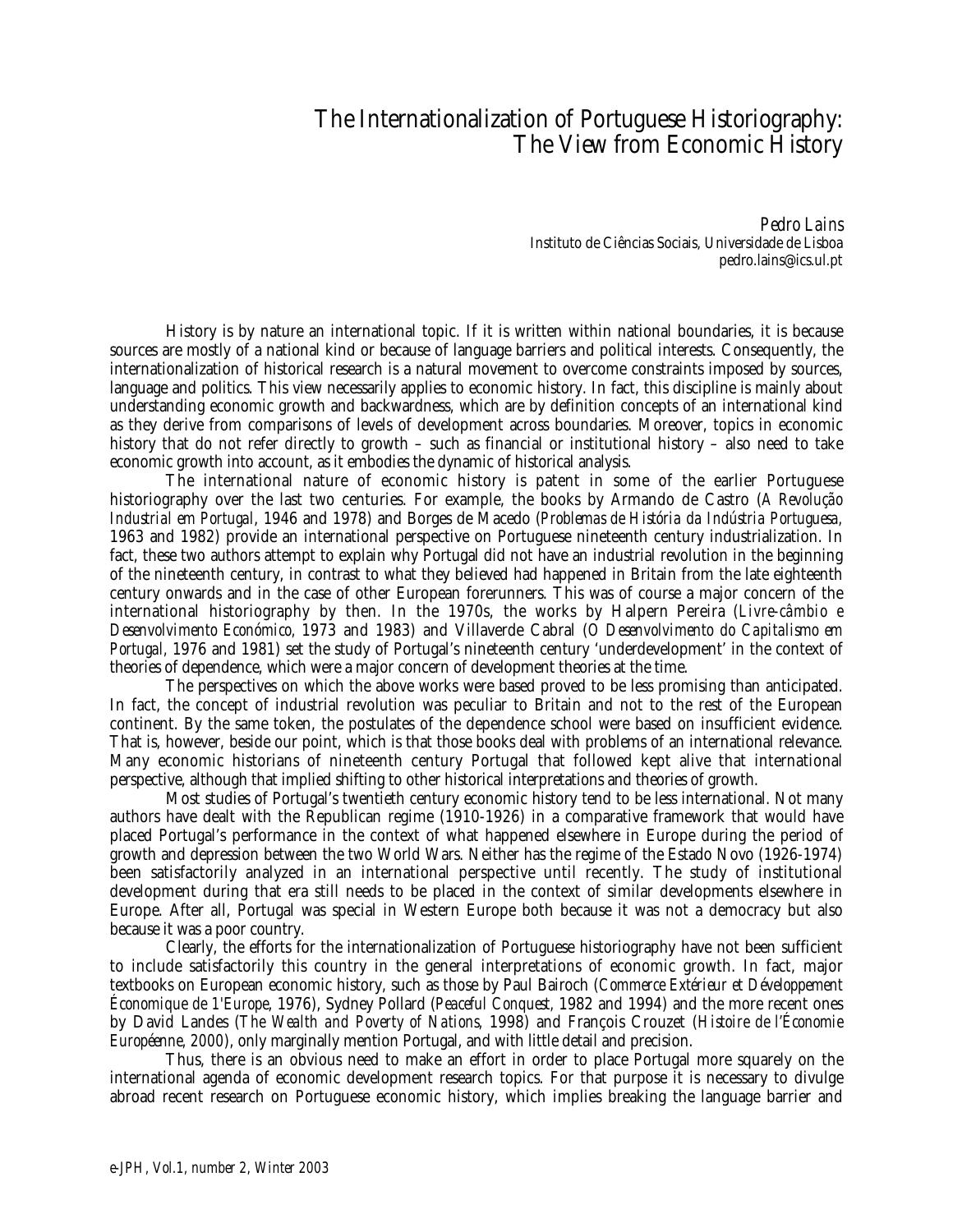# The Internationalization of Portuguese Historiography: The View from Economic History

*Pedro Lains*
Instituto de Ciências Sociais, Universidade de Lisboa
pedro.lains@ics.ul.pt

History is by nature an international topic. If it is written within national boundaries, it is because sources are mostly of a national kind or because of language barriers and political interests. Consequently, the internationalization of historical research is a natural movement to overcome constraints imposed by sources, language and politics. This view necessarily applies to economic history. In fact, this discipline is mainly about understanding economic growth and backwardness, which are by definition concepts of an international kind as they derive from comparisons of levels of development across boundaries. Moreover, topics in economic history that do not refer directly to growth – such as financial or institutional history – also need to take economic growth into account, as it embodies the dynamic of historical analysis.

The international nature of economic history is patent in some of the earlier Portuguese historiography over the last two centuries. For example, the books by Armando de Castro (*A Revolução Industrial em Portugal*, 1946 and 1978) and Borges de Macedo (*Problemas de História da Indústria Portuguesa,* 1963 and 1982) provide an international perspective on Portuguese nineteenth century industrialization. In fact, these two authors attempt to explain why Portugal did not have an industrial revolution in the beginning of the nineteenth century, in contrast to what they believed had happened in Britain from the late eighteenth century onwards and in the case of other European forerunners. This was of course a major concern of the international historiography by then. In the 1970s, the works by Halpern Pereira (*Livre-câmbio e Desenvolvimento Económico,* 1973 and 1983) and Villaverde Cabral (*O Desenvolvimento do Capitalismo em Portugal,* 1976 and 1981) set the study of Portugal's nineteenth century 'underdevelopment' in the context of theories of dependence, which were a major concern of development theories at the time.

The perspectives on which the above works were based proved to be less promising than anticipated. In fact, the concept of industrial revolution was peculiar to Britain and not to the rest of the European continent. By the same token, the postulates of the dependence school were based on insufficient evidence. That is, however, beside our point, which is that those books deal with problems of an international relevance. Many economic historians of nineteenth century Portugal that followed kept alive that international perspective, although that implied shifting to other historical interpretations and theories of growth.

Most studies of Portugal's twentieth century economic history tend to be less international. Not many authors have dealt with the Republican regime (1910-1926) in a comparative framework that would have placed Portugal's performance in the context of what happened elsewhere in Europe during the period of growth and depression between the two World Wars. Neither has the regime of the Estado Novo (1926-1974) been satisfactorily analyzed in an international perspective until recently. The study of institutional development during that era still needs to be placed in the context of similar developments elsewhere in Europe. After all, Portugal was special in Western Europe both because it was not a democracy but also because it was a poor country.

Clearly, the efforts for the internationalization of Portuguese historiography have not been sufficient to include satisfactorily this country in the general interpretations of economic growth. In fact, major textbooks on European economic history, such as those by Paul Bairoch (*Commerce Extérieur et Développement Économique de 1'Europe*, 1976), Sydney Pollard (*Peaceful Conquest,* 1982 and 1994) and the more recent ones by David Landes (*The Wealth and Poverty of Nations,* 1998) and François Crouzet (*Histoire de l'Économie Européenne, 2000*), only marginally mention Portugal, and with little detail and precision.

Thus, there is an obvious need to make an effort in order to place Portugal more squarely on the international agenda of economic development research topics. For that purpose it is necessary to divulge abroad recent research on Portuguese economic history, which implies breaking the language barrier and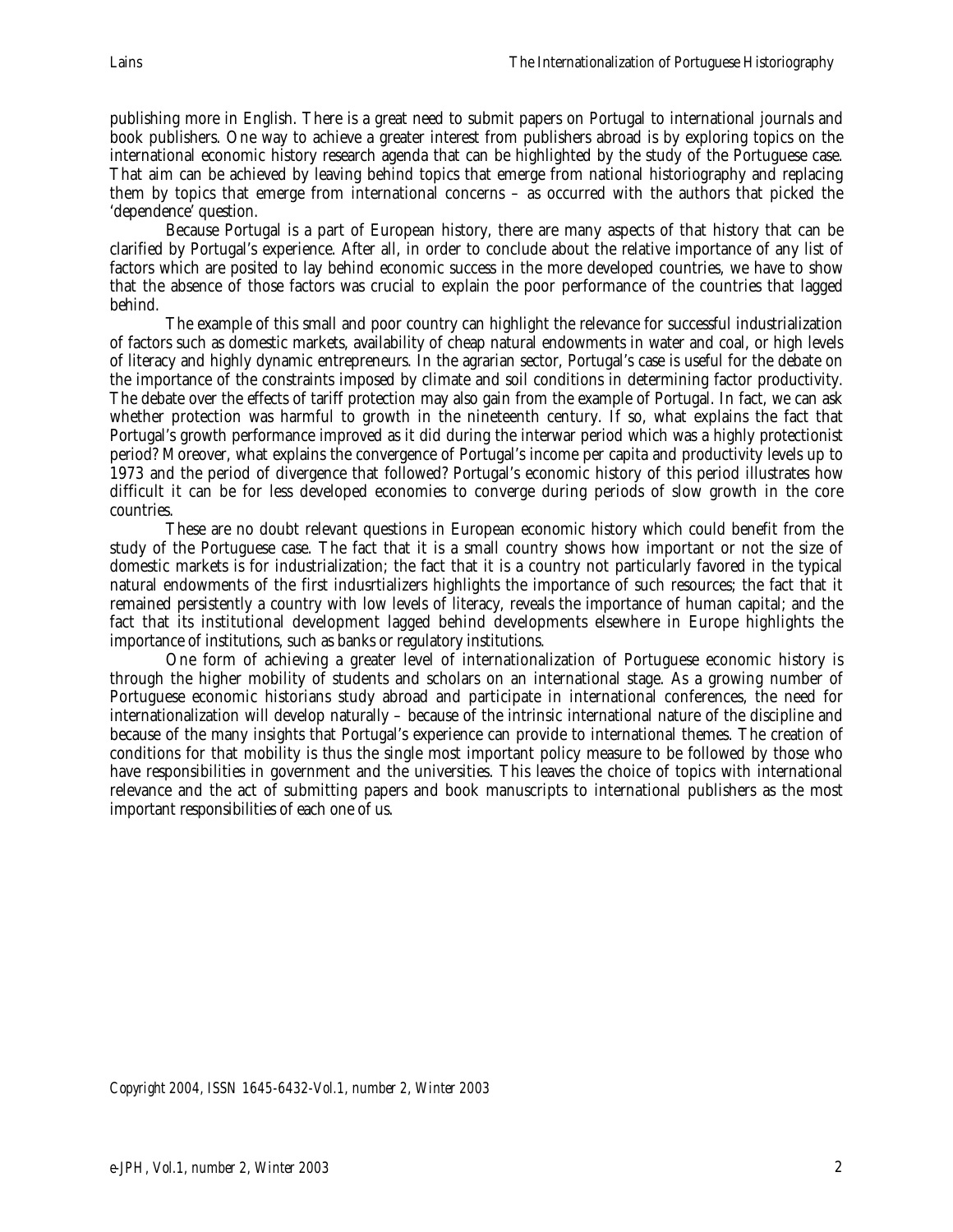publishing more in English. There is a great need to submit papers on Portugal to international journals and book publishers. One way to achieve a greater interest from publishers abroad is by exploring topics on the international economic history research agenda that can be highlighted by the study of the Portuguese case. That aim can be achieved by leaving behind topics that emerge from national historiography and replacing them by topics that emerge from international concerns – as occurred with the authors that picked the 'dependence' question.

Because Portugal is a part of European history, there are many aspects of that history that can be clarified by Portugal's experience. After all, in order to conclude about the relative importance of any list of factors which are posited to lay behind economic success in the more developed countries, we have to show that the absence of those factors was crucial to explain the poor performance of the countries that lagged behind.

The example of this small and poor country can highlight the relevance for successful industrialization of factors such as domestic markets, availability of cheap natural endowments in water and coal, or high levels of literacy and highly dynamic entrepreneurs. In the agrarian sector, Portugal's case is useful for the debate on the importance of the constraints imposed by climate and soil conditions in determining factor productivity. The debate over the effects of tariff protection may also gain from the example of Portugal. In fact, we can ask whether protection was harmful to growth in the nineteenth century. If so, what explains the fact that Portugal's growth performance improved as it did during the interwar period which was a highly protectionist period? Moreover, what explains the convergence of Portugal's income per capita and productivity levels up to 1973 and the period of divergence that followed? Portugal's economic history of this period illustrates how difficult it can be for less developed economies to converge during periods of slow growth in the core countries.

These are no doubt relevant questions in European economic history which could benefit from the study of the Portuguese case. The fact that it is a small country shows how important or not the size of domestic markets is for industrialization; the fact that it is a country not particularly favored in the typical natural endowments of the first indusrtializers highlights the importance of such resources; the fact that it remained persistently a country with low levels of literacy, reveals the importance of human capital; and the fact that its institutional development lagged behind developments elsewhere in Europe highlights the importance of institutions, such as banks or regulatory institutions.

One form of achieving a greater level of internationalization of Portuguese economic history is through the higher mobility of students and scholars on an international stage. As a growing number of Portuguese economic historians study abroad and participate in international conferences, the need for internationalization will develop naturally – because of the intrinsic international nature of the discipline and because of the many insights that Portugal's experience can provide to international themes. The creation of conditions for that mobility is thus the single most important policy measure to be followed by those who have responsibilities in government and the universities. This leaves the choice of topics with international relevance and the act of submitting papers and book manuscripts to international publishers as the most important responsibilities of each one of us.

*Copyright 2004, ISSN 1645-6432-Vol.1, number 2, Winter 2003*